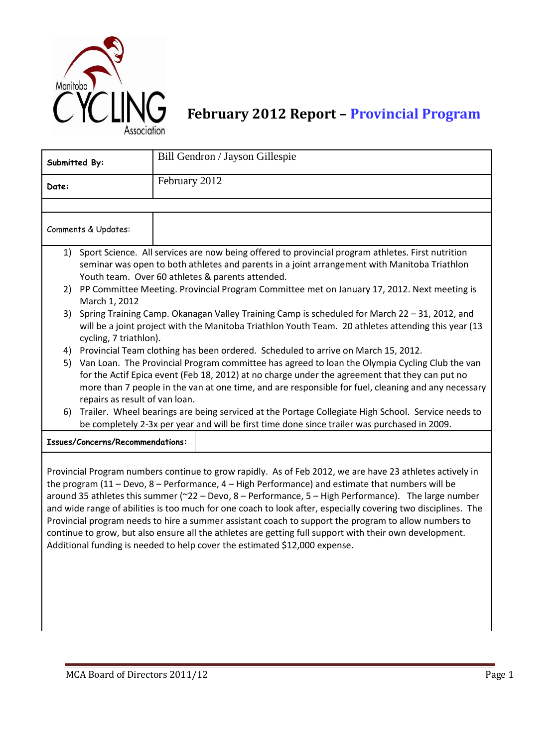# February 2012 Report – Provincial Program

| Submitted By: | Bill Gendron / Jayson Gillespie |
|---|---|
| Date: | February 2012 |

**Comments & Updates:**

1) Sport Science. All services are now being offered to provincial program athletes. First nutrition seminar was open to both athletes and parents in a joint arrangement with Manitoba Triathlon Youth team. Over 60 athletes & parents attended.
2) PP Committee Meeting. Provincial Program Committee met on January 17, 2012. Next meeting is March 1, 2012
3) Spring Training Camp. Okanagan Valley Training Camp is scheduled for March 22 – 31, 2012, and will be a joint project with the Manitoba Triathlon Youth Team. 20 athletes attending this year (13 cycling, 7 triathlon).
4) Provincial Team clothing has been ordered. Scheduled to arrive on March 15, 2012.
5) Van Loan. The Provincial Program committee has agreed to loan the Olympia Cycling Club the van for the Actif Epica event (Feb 18, 2012) at no charge under the agreement that they can put no more than 7 people in the van at one time, and are responsible for fuel, cleaning and any necessary repairs as result of van loan.
6) Trailer. Wheel bearings are being serviced at the Portage Collegiate High School. Service needs to be completely 2-3x per year and will be first time done since trailer was purchased in 2009.

**Issues/Concerns/Recommendations:**

Provincial Program numbers continue to grow rapidly. As of Feb 2012, we are have 23 athletes actively in the program (11 – Devo, 8 – Performance, 4 – High Performance) and estimate that numbers will be around 35 athletes this summer (~22 – Devo, 8 – Performance, 5 – High Performance). The large number and wide range of abilities is too much for one coach to look after, especially covering two disciplines. The Provincial program needs to hire a summer assistant coach to support the program to allow numbers to continue to grow, but also ensure all the athletes are getting full support with their own development. Additional funding is needed to help cover the estimated $12,000 expense.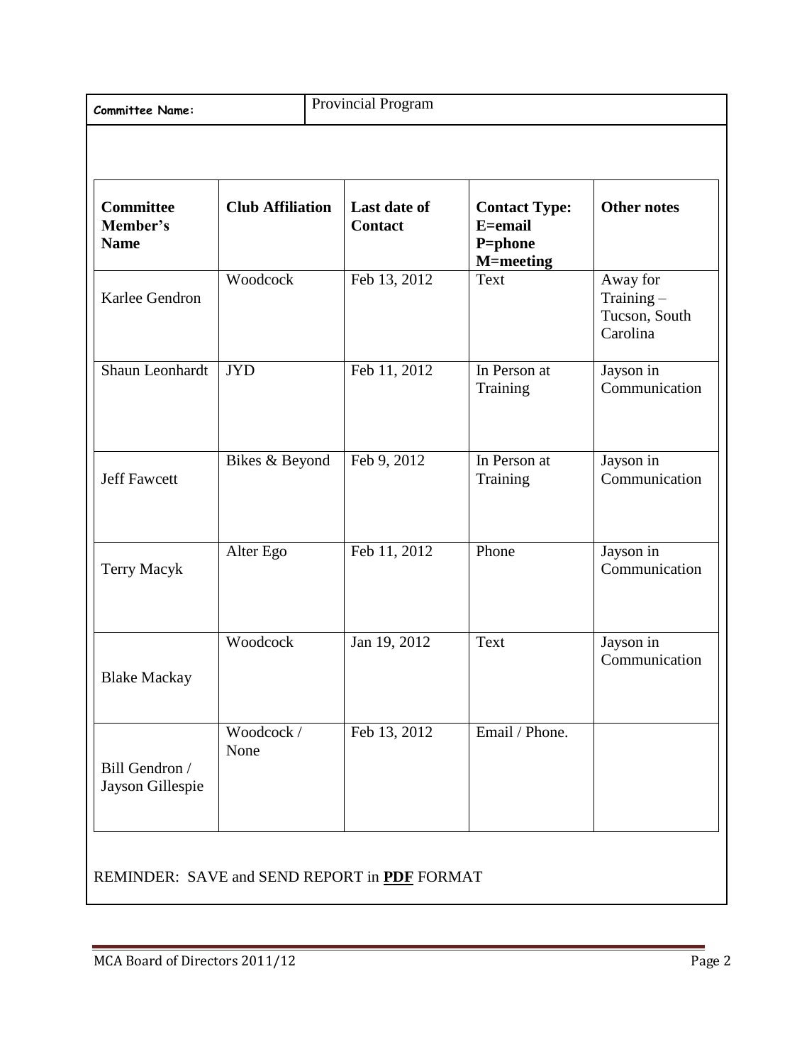| Committee Name: | Provincial Program |
|---|---|

| Committee Member's Name | Club Affiliation | Last date of Contact | Contact Type: E=email P=phone M=meeting | Other notes |
|---|---|---|---|---|
| Karlee Gendron | Woodcock | Feb 13, 2012 | Text | Away for Training – Tucson, South Carolina |
| Shaun Leonhardt | JYD | Feb 11, 2012 | In Person at Training | Jayson in Communication |
| Jeff Fawcett | Bikes & Beyond | Feb 9, 2012 | In Person at Training | Jayson in Communication |
| Terry Macyk | Alter Ego | Feb 11, 2012 | Phone | Jayson in Communication |
| Blake Mackay | Woodcock | Jan 19, 2012 | Text | Jayson in Communication |
| Bill Gendron / Jayson Gillespie | Woodcock / None | Feb 13, 2012 | Email / Phone. | |

REMINDER: SAVE and SEND REPORT in **PDF** FORMAT